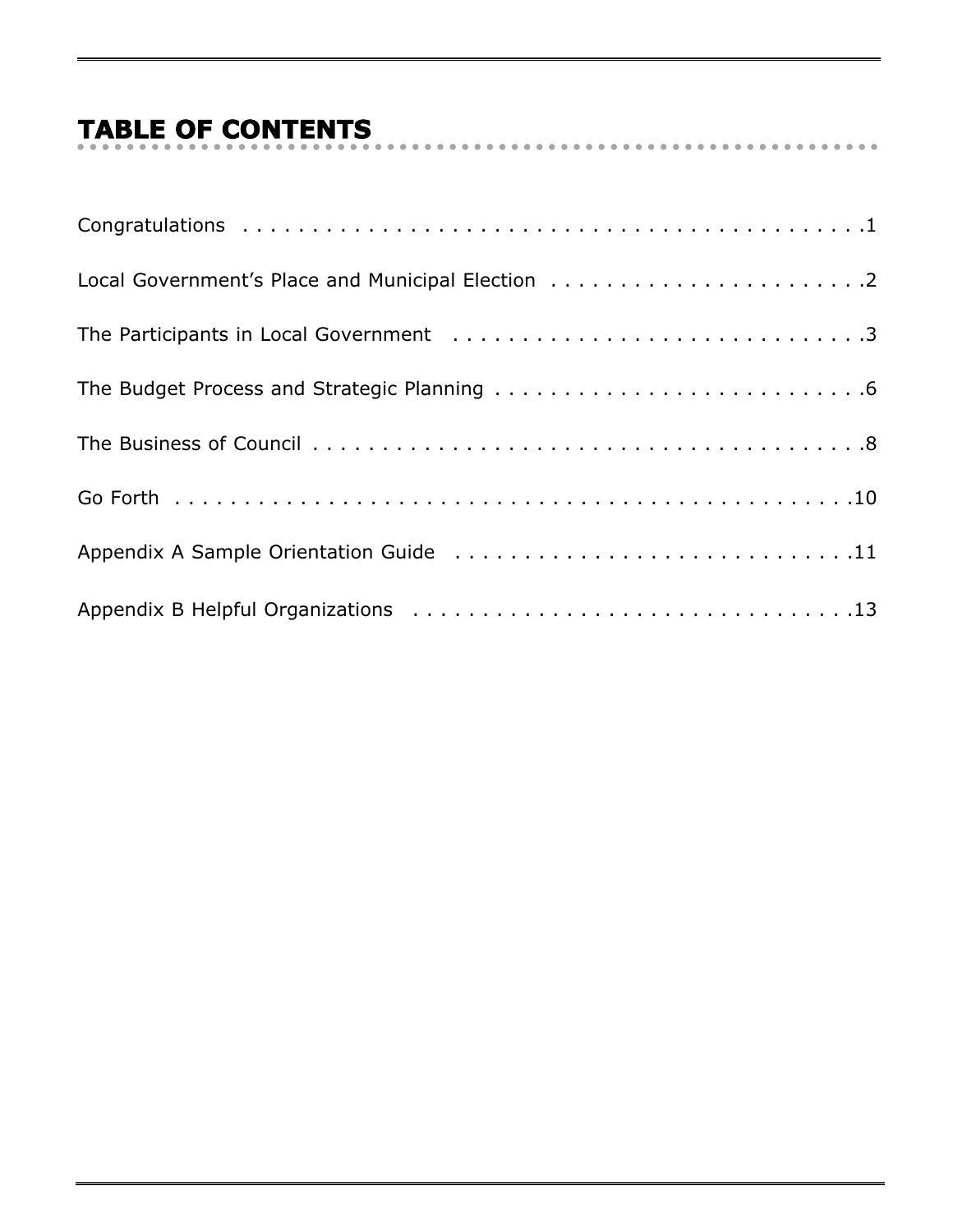# TABLE OF CONTENTS

Congratulations . . . . . . . . . . . . . . . . . . . . . . . . . . . . . . . . . . . . . . . . . . . . .1

Local Government's Place and Municipal Election . . . . . . . . . . . . . . . . . . . . . . .2

The Participants in Local Government . . . . . . . . . . . . . . . . . . . . . . . . . . . . . .3

The Budget Process and Strategic Planning . . . . . . . . . . . . . . . . . . . . . . . . . . .6

The Business of Council . . . . . . . . . . . . . . . . . . . . . . . . . . . . . . . . . . . . . . . . .8

Go Forth . . . . . . . . . . . . . . . . . . . . . . . . . . . . . . . . . . . . . . . . . . . . . . . . . .10

Appendix A Sample Orientation Guide . . . . . . . . . . . . . . . . . . . . . . . . . . . . .11

Appendix B Helpful Organizations . . . . . . . . . . . . . . . . . . . . . . . . . . . . . . . .13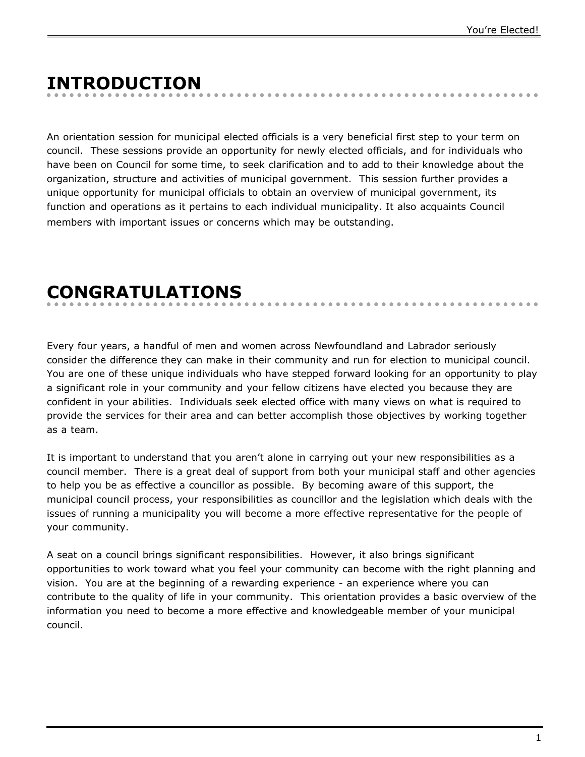# INTRODUCTION

An orientation session for municipal elected officials is a very beneficial first step to your term on council. These sessions provide an opportunity for newly elected officials, and for individuals who have been on Council for some time, to seek clarification and to add to their knowledge about the organization, structure and activities of municipal government. This session further provides a unique opportunity for municipal officials to obtain an overview of municipal government, its function and operations as it pertains to each individual municipality. It also acquaints Council members with important issues or concerns which may be outstanding.

# CONGRATULATIONS

Every four years, a handful of men and women across Newfoundland and Labrador seriously consider the difference they can make in their community and run for election to municipal council. You are one of these unique individuals who have stepped forward looking for an opportunity to play a significant role in your community and your fellow citizens have elected you because they are confident in your abilities. Individuals seek elected office with many views on what is required to provide the services for their area and can better accomplish those objectives by working together as a team.

It is important to understand that you aren't alone in carrying out your new responsibilities as a council member. There is a great deal of support from both your municipal staff and other agencies to help you be as effective a councillor as possible. By becoming aware of this support, the municipal council process, your responsibilities as councillor and the legislation which deals with the issues of running a municipality you will become a more effective representative for the people of your community.

A seat on a council brings significant responsibilities. However, it also brings significant opportunities to work toward what you feel your community can become with the right planning and vision. You are at the beginning of a rewarding experience - an experience where you can contribute to the quality of life in your community. This orientation provides a basic overview of the information you need to become a more effective and knowledgeable member of your municipal council.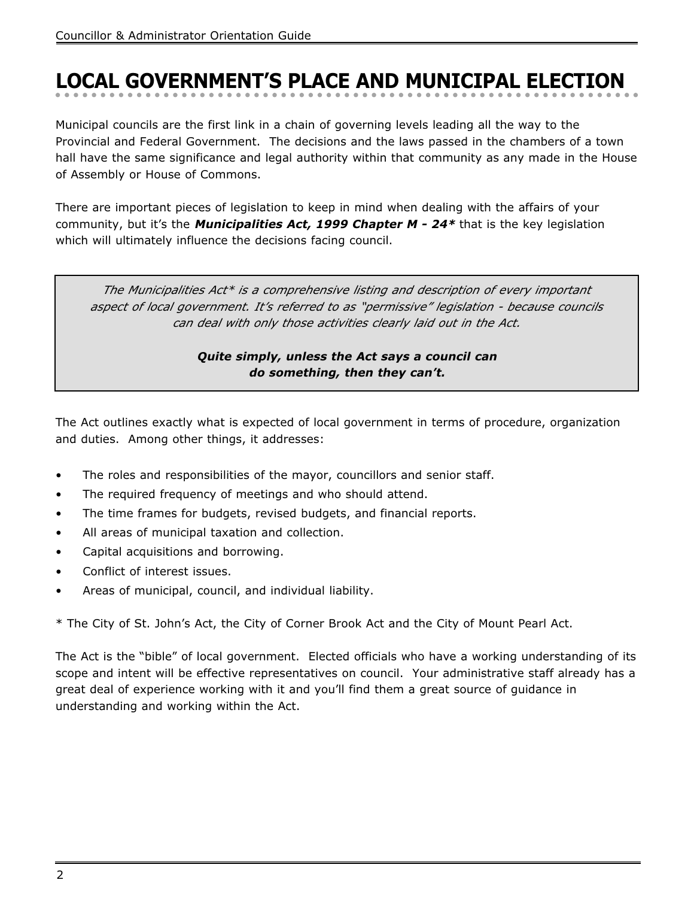# LOCAL GOVERNMENT'S PLACE AND MUNICIPAL ELECTION

Municipal councils are the first link in a chain of governing levels leading all the way to the Provincial and Federal Government. The decisions and the laws passed in the chambers of a town hall have the same significance and legal authority within that community as any made in the House of Assembly or House of Commons.

There are important pieces of legislation to keep in mind when dealing with the affairs of your community, but it's the ***Municipalities Act, 1999 Chapter M - 24**** that is the key legislation which will ultimately influence the decisions facing council.

> *The Municipalities Act* is a comprehensive listing and description of every important aspect of local government. It's referred to as "permissive" legislation - because councils can deal with only those activities clearly laid out in the Act.*
>
> ***Quite simply, unless the Act says a council can do something, then they can't.***

The Act outlines exactly what is expected of local government in terms of procedure, organization and duties. Among other things, it addresses:

- The roles and responsibilities of the mayor, councillors and senior staff.
- The required frequency of meetings and who should attend.
- The time frames for budgets, revised budgets, and financial reports.
- All areas of municipal taxation and collection.
- Capital acquisitions and borrowing.
- Conflict of interest issues.
- Areas of municipal, council, and individual liability.

* The City of St. John's Act, the City of Corner Brook Act and the City of Mount Pearl Act.

The Act is the "bible" of local government. Elected officials who have a working understanding of its scope and intent will be effective representatives on council. Your administrative staff already has a great deal of experience working with it and you'll find them a great source of guidance in understanding and working within the Act.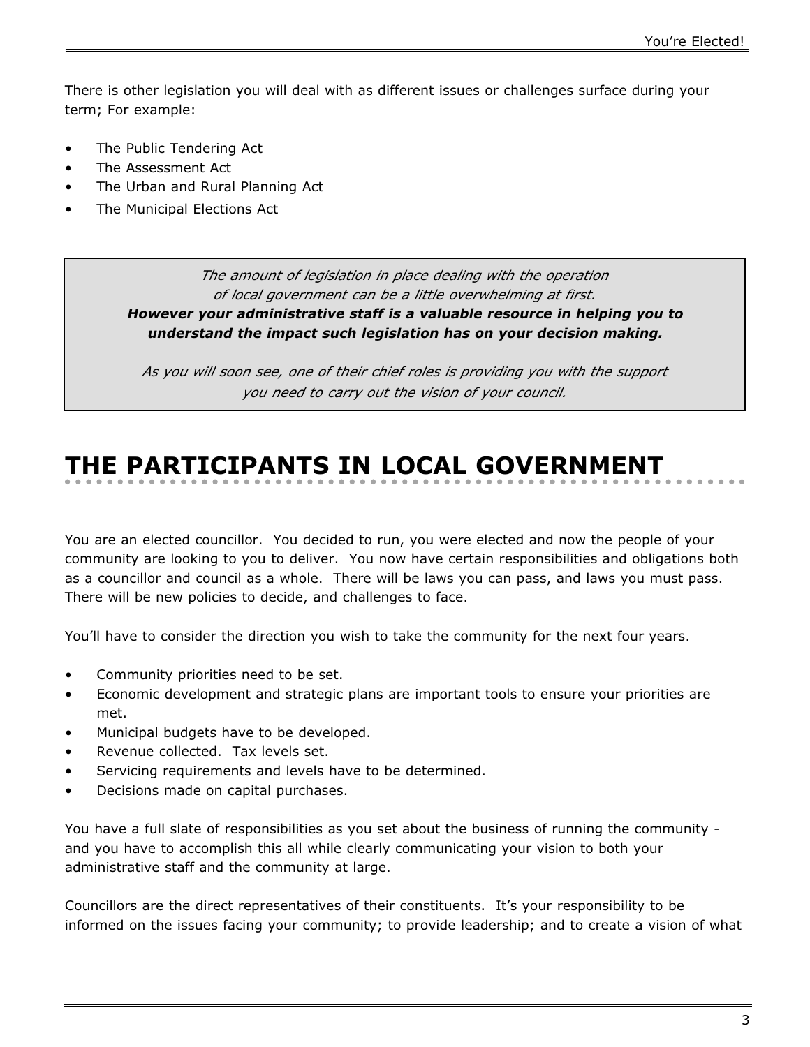There is other legislation you will deal with as different issues or challenges surface during your term; For example:

- The Public Tendering Act
- The Assessment Act
- The Urban and Rural Planning Act
- The Municipal Elections Act

> *The amount of legislation in place dealing with the operation of local government can be a little overwhelming at first.*
> ***However your administrative staff is a valuable resource in helping you to understand the impact such legislation has on your decision making.***
>
> *As you will soon see, one of their chief roles is providing you with the support you need to carry out the vision of your council.*

# THE PARTICIPANTS IN LOCAL GOVERNMENT

You are an elected councillor. You decided to run, you were elected and now the people of your community are looking to you to deliver. You now have certain responsibilities and obligations both as a councillor and council as a whole. There will be laws you can pass, and laws you must pass. There will be new policies to decide, and challenges to face.

You'll have to consider the direction you wish to take the community for the next four years.

- Community priorities need to be set.
- Economic development and strategic plans are important tools to ensure your priorities are met.
- Municipal budgets have to be developed.
- Revenue collected. Tax levels set.
- Servicing requirements and levels have to be determined.
- Decisions made on capital purchases.

You have a full slate of responsibilities as you set about the business of running the community - and you have to accomplish this all while clearly communicating your vision to both your administrative staff and the community at large.

Councillors are the direct representatives of their constituents. It's your responsibility to be informed on the issues facing your community; to provide leadership; and to create a vision of what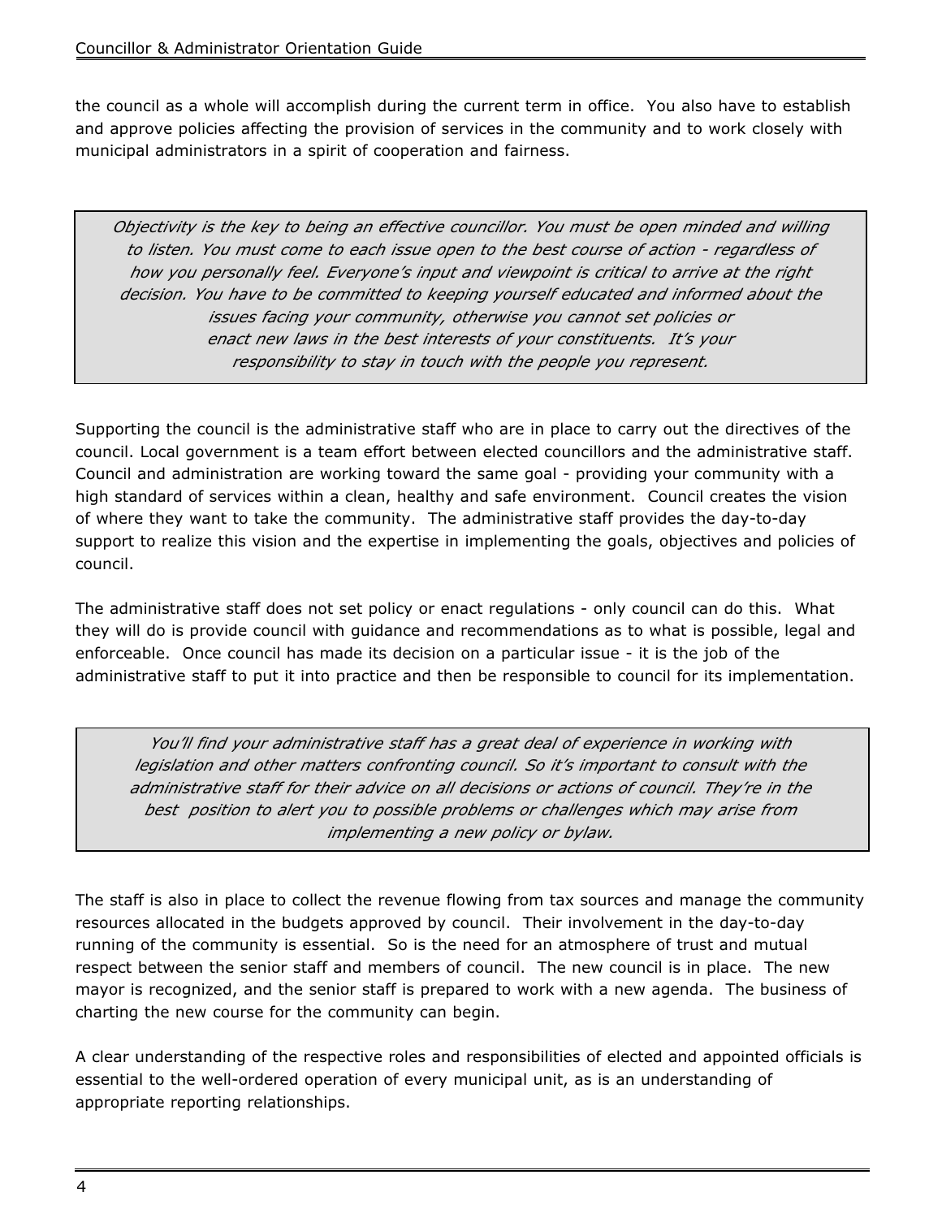the council as a whole will accomplish during the current term in office. You also have to establish and approve policies affecting the provision of services in the community and to work closely with municipal administrators in a spirit of cooperation and fairness.

> *Objectivity is the key to being an effective councillor. You must be open minded and willing to listen. You must come to each issue open to the best course of action - regardless of how you personally feel. Everyone's input and viewpoint is critical to arrive at the right decision. You have to be committed to keeping yourself educated and informed about the issues facing your community, otherwise you cannot set policies or enact new laws in the best interests of your constituents. It's your responsibility to stay in touch with the people you represent.*

Supporting the council is the administrative staff who are in place to carry out the directives of the council. Local government is a team effort between elected councillors and the administrative staff. Council and administration are working toward the same goal - providing your community with a high standard of services within a clean, healthy and safe environment. Council creates the vision of where they want to take the community. The administrative staff provides the day-to-day support to realize this vision and the expertise in implementing the goals, objectives and policies of council.

The administrative staff does not set policy or enact regulations - only council can do this. What they will do is provide council with guidance and recommendations as to what is possible, legal and enforceable. Once council has made its decision on a particular issue - it is the job of the administrative staff to put it into practice and then be responsible to council for its implementation.

> *You'll find your administrative staff has a great deal of experience in working with legislation and other matters confronting council. So it's important to consult with the administrative staff for their advice on all decisions or actions of council. They're in the best position to alert you to possible problems or challenges which may arise from implementing a new policy or bylaw.*

The staff is also in place to collect the revenue flowing from tax sources and manage the community resources allocated in the budgets approved by council. Their involvement in the day-to-day running of the community is essential. So is the need for an atmosphere of trust and mutual respect between the senior staff and members of council. The new council is in place. The new mayor is recognized, and the senior staff is prepared to work with a new agenda. The business of charting the new course for the community can begin.

A clear understanding of the respective roles and responsibilities of elected and appointed officials is essential to the well-ordered operation of every municipal unit, as is an understanding of appropriate reporting relationships.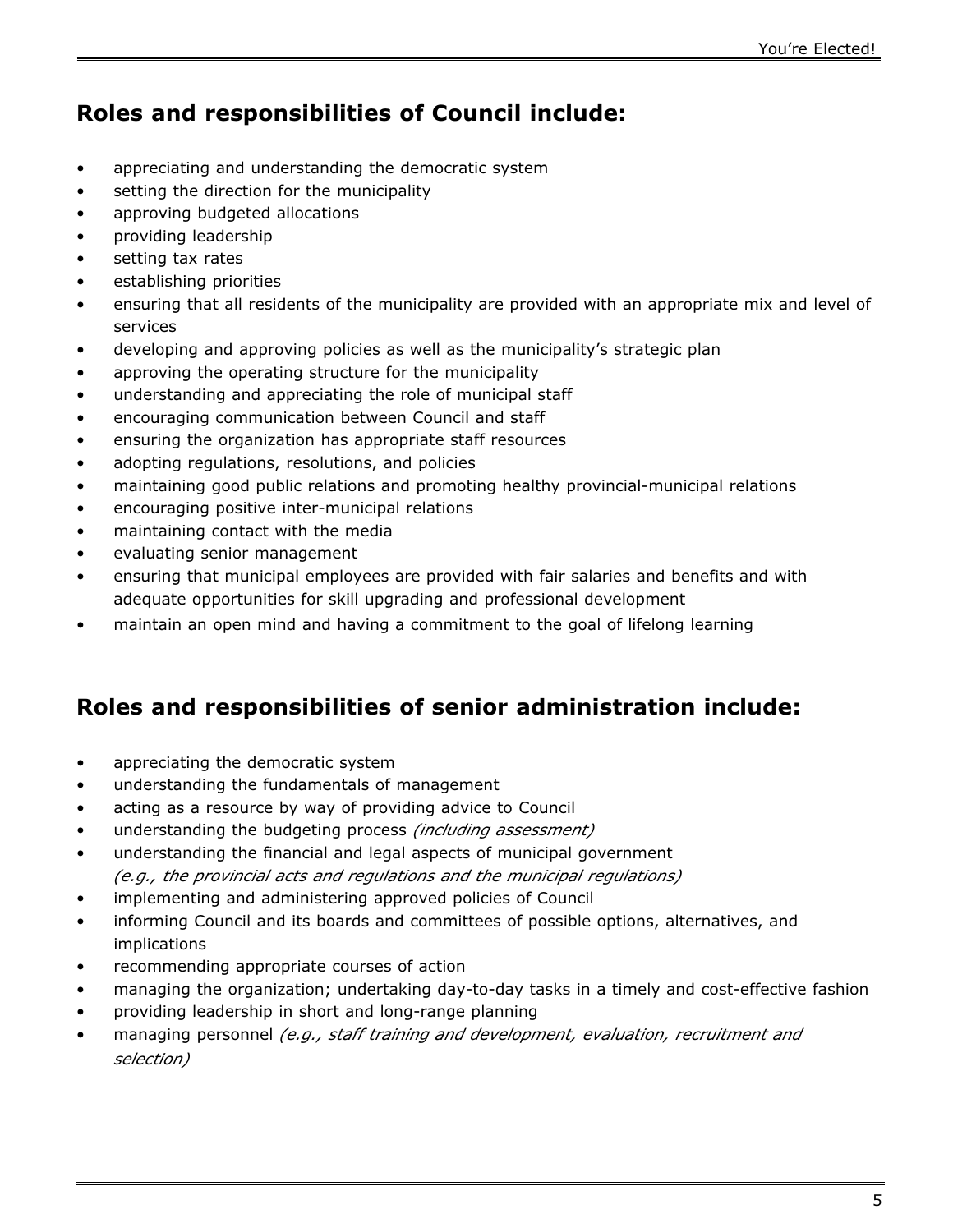## Roles and responsibilities of Council include:

- appreciating and understanding the democratic system
- setting the direction for the municipality
- approving budgeted allocations
- providing leadership
- setting tax rates
- establishing priorities
- ensuring that all residents of the municipality are provided with an appropriate mix and level of services
- developing and approving policies as well as the municipality's strategic plan
- approving the operating structure for the municipality
- understanding and appreciating the role of municipal staff
- encouraging communication between Council and staff
- ensuring the organization has appropriate staff resources
- adopting regulations, resolutions, and policies
- maintaining good public relations and promoting healthy provincial-municipal relations
- encouraging positive inter-municipal relations
- maintaining contact with the media
- evaluating senior management
- ensuring that municipal employees are provided with fair salaries and benefits and with adequate opportunities for skill upgrading and professional development
- maintain an open mind and having a commitment to the goal of lifelong learning

## Roles and responsibilities of senior administration include:

- appreciating the democratic system
- understanding the fundamentals of management
- acting as a resource by way of providing advice to Council
- understanding the budgeting process *(including assessment)*
- understanding the financial and legal aspects of municipal government *(e.g., the provincial acts and regulations and the municipal regulations)*
- implementing and administering approved policies of Council
- informing Council and its boards and committees of possible options, alternatives, and implications
- recommending appropriate courses of action
- managing the organization; undertaking day-to-day tasks in a timely and cost-effective fashion
- providing leadership in short and long-range planning
- managing personnel *(e.g., staff training and development, evaluation, recruitment and selection)*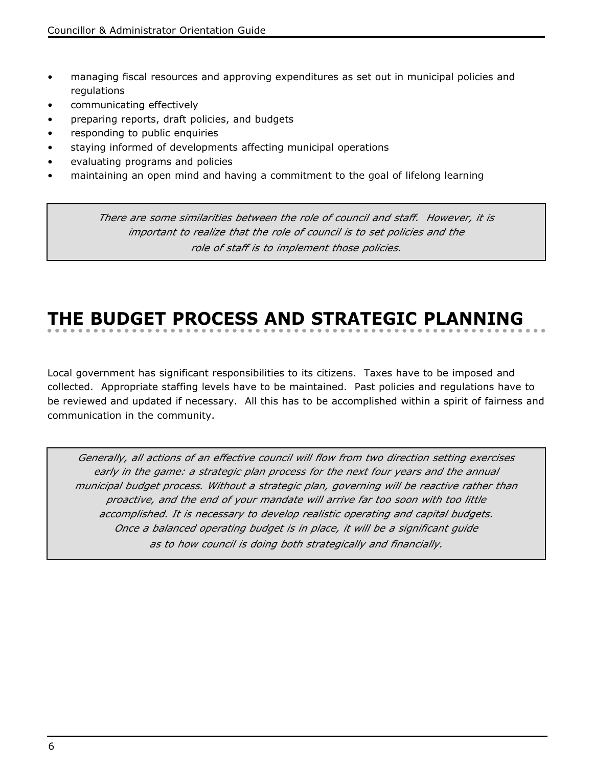- managing fiscal resources and approving expenditures as set out in municipal policies and regulations
- communicating effectively
- preparing reports, draft policies, and budgets
- responding to public enquiries
- staying informed of developments affecting municipal operations
- evaluating programs and policies
- maintaining an open mind and having a commitment to the goal of lifelong learning

> *There are some similarities between the role of council and staff. However, it is important to realize that the role of council is to set policies and the role of staff is to implement those policies.*

# THE BUDGET PROCESS AND STRATEGIC PLANNING

Local government has significant responsibilities to its citizens. Taxes have to be imposed and collected. Appropriate staffing levels have to be maintained. Past policies and regulations have to be reviewed and updated if necessary. All this has to be accomplished within a spirit of fairness and communication in the community.

> *Generally, all actions of an effective council will flow from two direction setting exercises early in the game: a strategic plan process for the next four years and the annual municipal budget process. Without a strategic plan, governing will be reactive rather than proactive, and the end of your mandate will arrive far too soon with too little accomplished. It is necessary to develop realistic operating and capital budgets. Once a balanced operating budget is in place, it will be a significant guide as to how council is doing both strategically and financially.*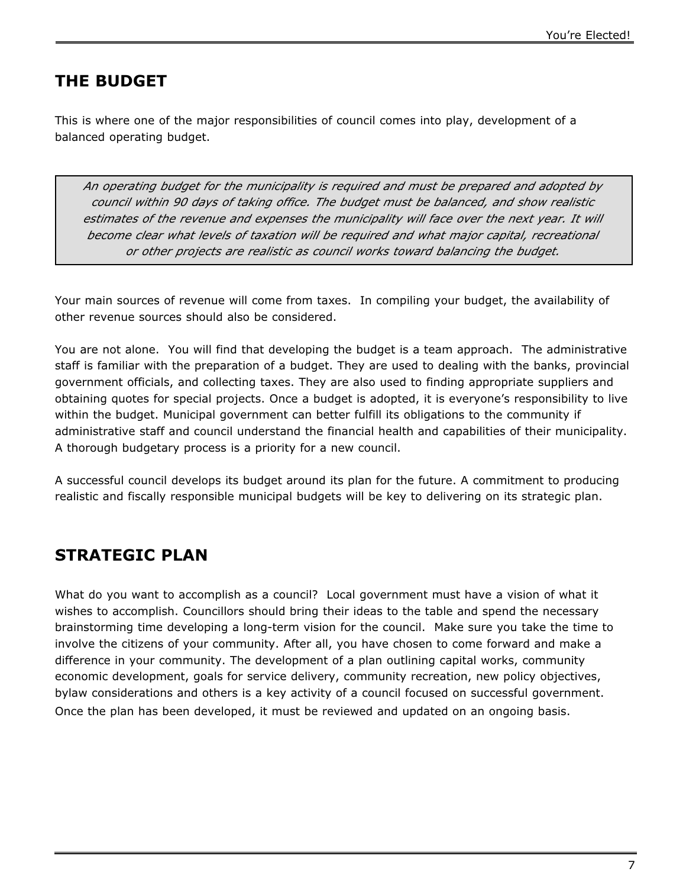## THE BUDGET

This is where one of the major responsibilities of council comes into play, development of a balanced operating budget.

> *An operating budget for the municipality is required and must be prepared and adopted by council within 90 days of taking office. The budget must be balanced, and show realistic estimates of the revenue and expenses the municipality will face over the next year. It will become clear what levels of taxation will be required and what major capital, recreational or other projects are realistic as council works toward balancing the budget.*

Your main sources of revenue will come from taxes. In compiling your budget, the availability of other revenue sources should also be considered.

You are not alone. You will find that developing the budget is a team approach. The administrative staff is familiar with the preparation of a budget. They are used to dealing with the banks, provincial government officials, and collecting taxes. They are also used to finding appropriate suppliers and obtaining quotes for special projects. Once a budget is adopted, it is everyone's responsibility to live within the budget. Municipal government can better fulfill its obligations to the community if administrative staff and council understand the financial health and capabilities of their municipality. A thorough budgetary process is a priority for a new council.

A successful council develops its budget around its plan for the future. A commitment to producing realistic and fiscally responsible municipal budgets will be key to delivering on its strategic plan.

## STRATEGIC PLAN

What do you want to accomplish as a council? Local government must have a vision of what it wishes to accomplish. Councillors should bring their ideas to the table and spend the necessary brainstorming time developing a long-term vision for the council. Make sure you take the time to involve the citizens of your community. After all, you have chosen to come forward and make a difference in your community. The development of a plan outlining capital works, community economic development, goals for service delivery, community recreation, new policy objectives, bylaw considerations and others is a key activity of a council focused on successful government. Once the plan has been developed, it must be reviewed and updated on an ongoing basis.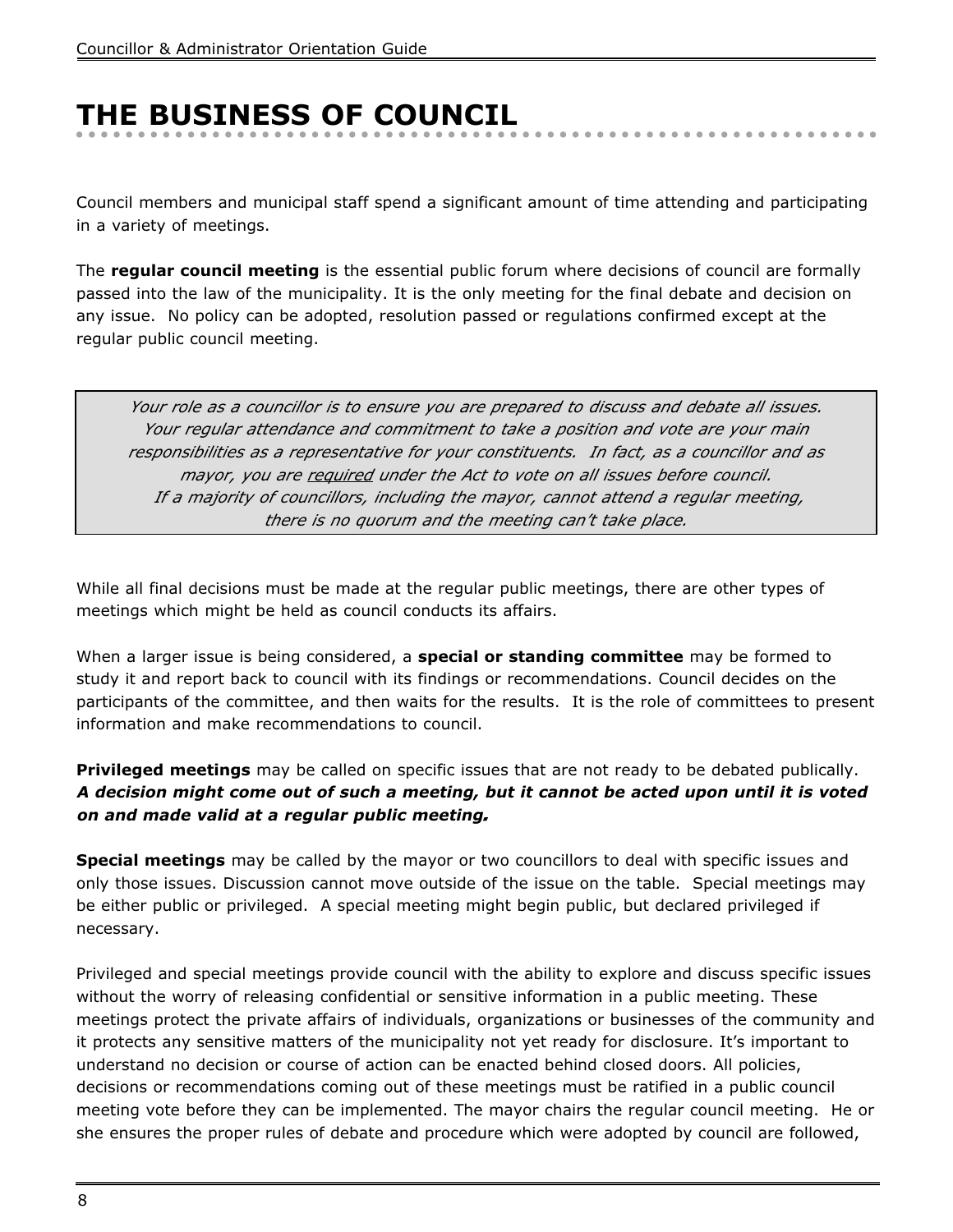# THE BUSINESS OF COUNCIL

Council members and municipal staff spend a significant amount of time attending and participating in a variety of meetings.

The **regular council meeting** is the essential public forum where decisions of council are formally passed into the law of the municipality. It is the only meeting for the final debate and decision on any issue. No policy can be adopted, resolution passed or regulations confirmed except at the regular public council meeting.

> *Your role as a councillor is to ensure you are prepared to discuss and debate all issues. Your regular attendance and commitment to take a position and vote are your main responsibilities as a representative for your constituents. In fact, as a councillor and as mayor, you are <u>required</u> under the Act to vote on all issues before council. If a majority of councillors, including the mayor, cannot attend a regular meeting, there is no quorum and the meeting can't take place.*

While all final decisions must be made at the regular public meetings, there are other types of meetings which might be held as council conducts its affairs.

When a larger issue is being considered, a **special or standing committee** may be formed to study it and report back to council with its findings or recommendations. Council decides on the participants of the committee, and then waits for the results. It is the role of committees to present information and make recommendations to council.

**Privileged meetings** may be called on specific issues that are not ready to be debated publically. ***A decision might come out of such a meeting, but it cannot be acted upon until it is voted on and made valid at a regular public meeting.***

**Special meetings** may be called by the mayor or two councillors to deal with specific issues and only those issues. Discussion cannot move outside of the issue on the table. Special meetings may be either public or privileged. A special meeting might begin public, but declared privileged if necessary.

Privileged and special meetings provide council with the ability to explore and discuss specific issues without the worry of releasing confidential or sensitive information in a public meeting. These meetings protect the private affairs of individuals, organizations or businesses of the community and it protects any sensitive matters of the municipality not yet ready for disclosure. It's important to understand no decision or course of action can be enacted behind closed doors. All policies, decisions or recommendations coming out of these meetings must be ratified in a public council meeting vote before they can be implemented. The mayor chairs the regular council meeting. He or she ensures the proper rules of debate and procedure which were adopted by council are followed,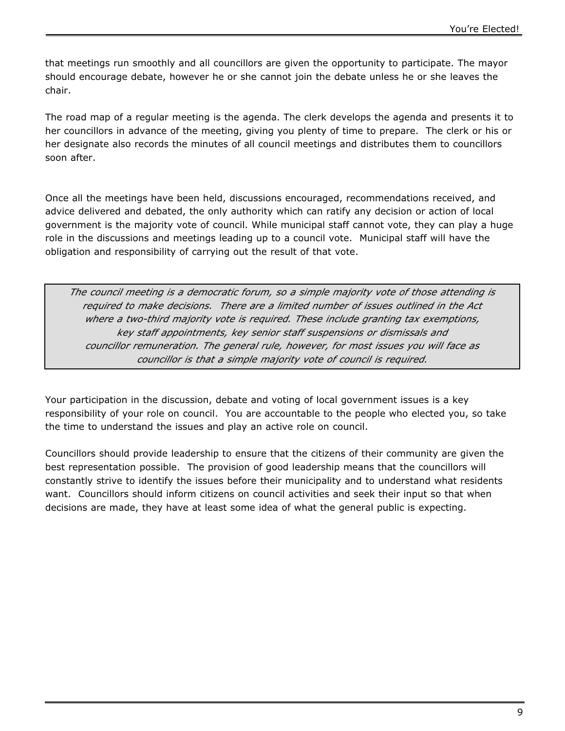that meetings run smoothly and all councillors are given the opportunity to participate. The mayor should encourage debate, however he or she cannot join the debate unless he or she leaves the chair.

The road map of a regular meeting is the agenda. The clerk develops the agenda and presents it to her councillors in advance of the meeting, giving you plenty of time to prepare. The clerk or his or her designate also records the minutes of all council meetings and distributes them to councillors soon after.

Once all the meetings have been held, discussions encouraged, recommendations received, and advice delivered and debated, the only authority which can ratify any decision or action of local government is the majority vote of council. While municipal staff cannot vote, they can play a huge role in the discussions and meetings leading up to a council vote. Municipal staff will have the obligation and responsibility of carrying out the result of that vote.

> *The council meeting is a democratic forum, so a simple majority vote of those attending is required to make decisions. There are a limited number of issues outlined in the Act where a two-third majority vote is required. These include granting tax exemptions, key staff appointments, key senior staff suspensions or dismissals and councillor remuneration. The general rule, however, for most issues you will face as councillor is that a simple majority vote of council is required.*

Your participation in the discussion, debate and voting of local government issues is a key responsibility of your role on council. You are accountable to the people who elected you, so take the time to understand the issues and play an active role on council.

Councillors should provide leadership to ensure that the citizens of their community are given the best representation possible. The provision of good leadership means that the councillors will constantly strive to identify the issues before their municipality and to understand what residents want. Councillors should inform citizens on council activities and seek their input so that when decisions are made, they have at least some idea of what the general public is expecting.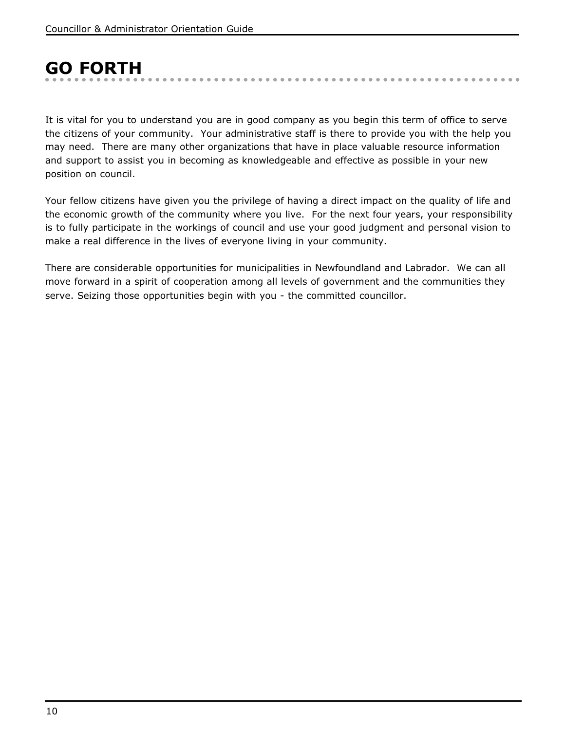# GO FORTH

It is vital for you to understand you are in good company as you begin this term of office to serve the citizens of your community. Your administrative staff is there to provide you with the help you may need. There are many other organizations that have in place valuable resource information and support to assist you in becoming as knowledgeable and effective as possible in your new position on council.

Your fellow citizens have given you the privilege of having a direct impact on the quality of life and the economic growth of the community where you live. For the next four years, your responsibility is to fully participate in the workings of council and use your good judgment and personal vision to make a real difference in the lives of everyone living in your community.

There are considerable opportunities for municipalities in Newfoundland and Labrador. We can all move forward in a spirit of cooperation among all levels of government and the communities they serve. Seizing those opportunities begin with you - the committed councillor.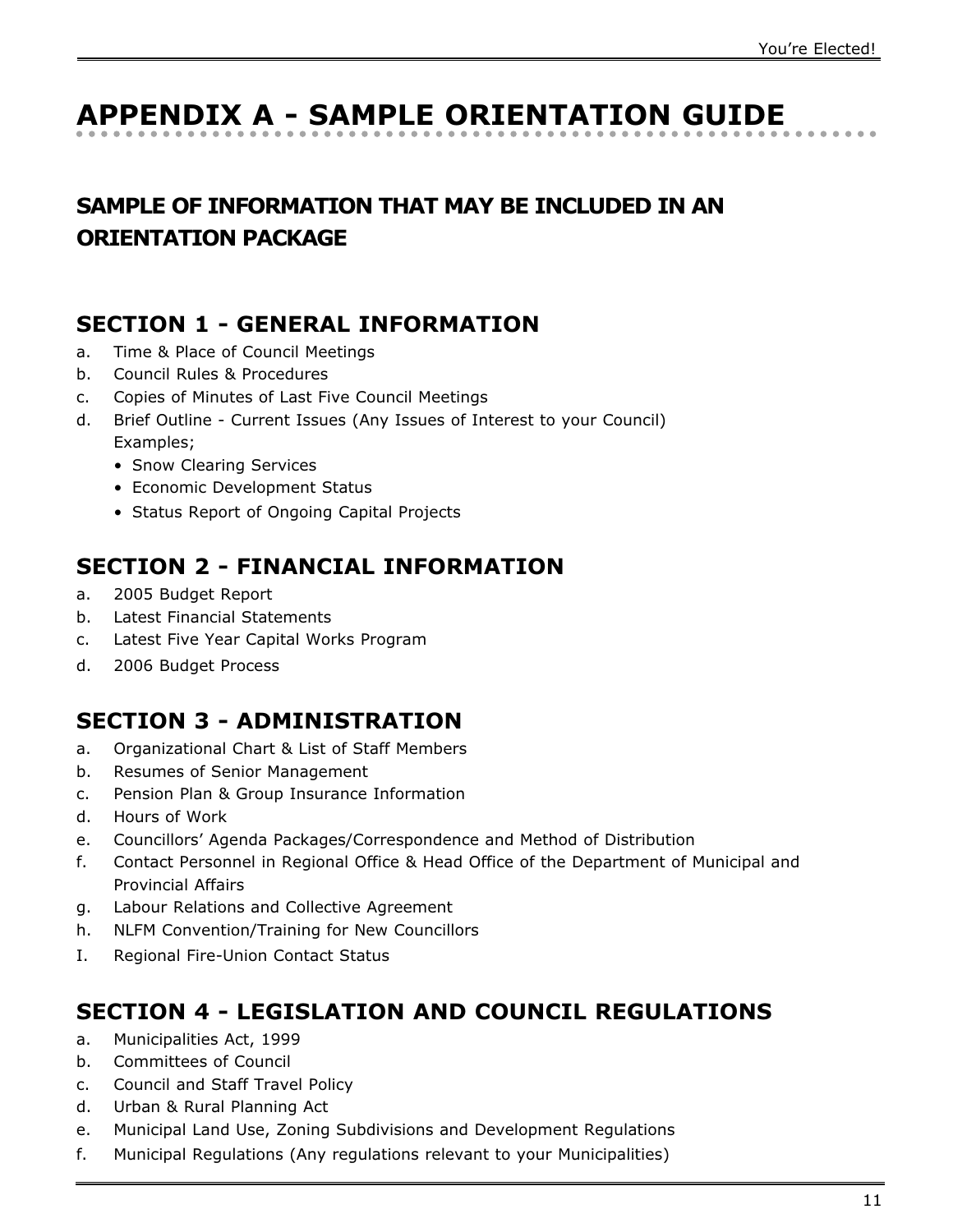# APPENDIX A - SAMPLE ORIENTATION GUIDE

## SAMPLE OF INFORMATION THAT MAY BE INCLUDED IN AN ORIENTATION PACKAGE

### SECTION 1 - GENERAL INFORMATION

a. Time & Place of Council Meetings
b. Council Rules & Procedures
c. Copies of Minutes of Last Five Council Meetings
d. Brief Outline - Current Issues (Any Issues of Interest to your Council) Examples;
   - Snow Clearing Services
   - Economic Development Status
   - Status Report of Ongoing Capital Projects

### SECTION 2 - FINANCIAL INFORMATION

a. 2005 Budget Report
b. Latest Financial Statements
c. Latest Five Year Capital Works Program
d. 2006 Budget Process

### SECTION 3 - ADMINISTRATION

a. Organizational Chart & List of Staff Members
b. Resumes of Senior Management
c. Pension Plan & Group Insurance Information
d. Hours of Work
e. Councillors' Agenda Packages/Correspondence and Method of Distribution
f. Contact Personnel in Regional Office & Head Office of the Department of Municipal and Provincial Affairs
g. Labour Relations and Collective Agreement
h. NLFM Convention/Training for New Councillors
I. Regional Fire-Union Contact Status

### SECTION 4 - LEGISLATION AND COUNCIL REGULATIONS

a. Municipalities Act, 1999
b. Committees of Council
c. Council and Staff Travel Policy
d. Urban & Rural Planning Act
e. Municipal Land Use, Zoning Subdivisions and Development Regulations
f. Municipal Regulations (Any regulations relevant to your Municipalities)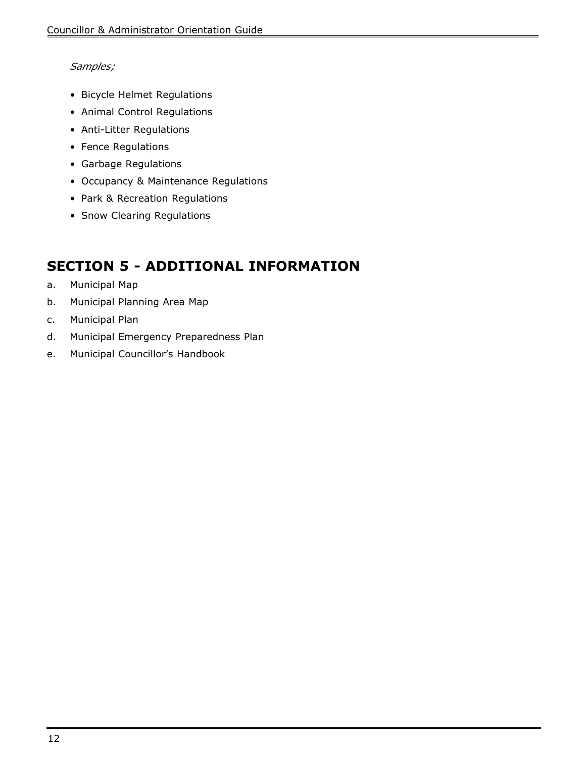*Samples;*

- Bicycle Helmet Regulations
- Animal Control Regulations
- Anti-Litter Regulations
- Fence Regulations
- Garbage Regulations
- Occupancy & Maintenance Regulations
- Park & Recreation Regulations
- Snow Clearing Regulations

## SECTION 5 - ADDITIONAL INFORMATION

a. Municipal Map

b. Municipal Planning Area Map

c. Municipal Plan

d. Municipal Emergency Preparedness Plan

e. Municipal Councillor's Handbook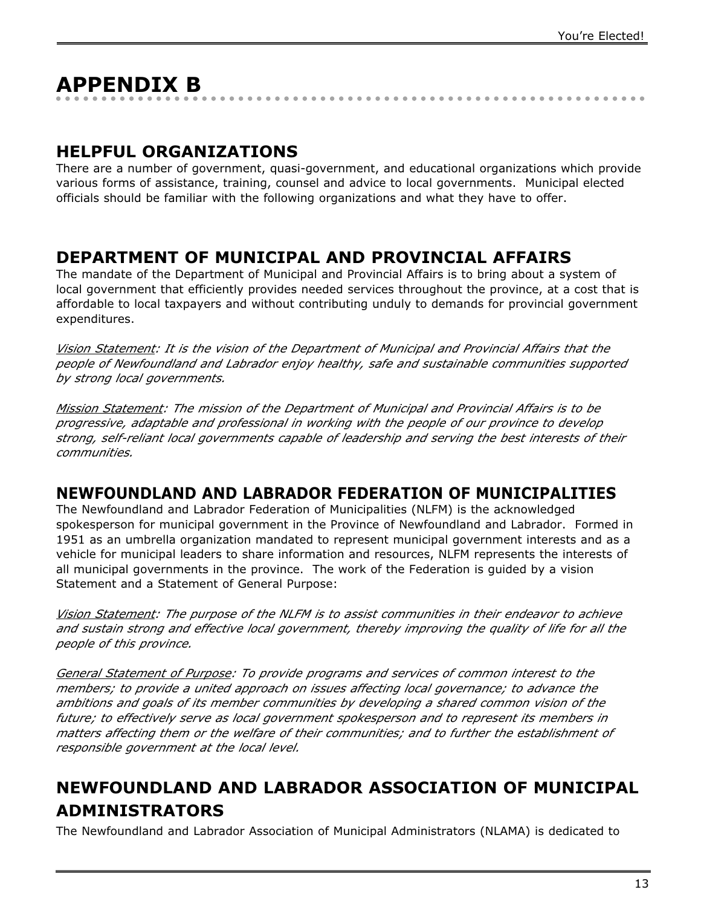# APPENDIX B

## HELPFUL ORGANIZATIONS

There are a number of government, quasi-government, and educational organizations which provide various forms of assistance, training, counsel and advice to local governments. Municipal elected officials should be familiar with the following organizations and what they have to offer.

## DEPARTMENT OF MUNICIPAL AND PROVINCIAL AFFAIRS

The mandate of the Department of Municipal and Provincial Affairs is to bring about a system of local government that efficiently provides needed services throughout the province, at a cost that is affordable to local taxpayers and without contributing unduly to demands for provincial government expenditures.

*Vision Statement: It is the vision of the Department of Municipal and Provincial Affairs that the people of Newfoundland and Labrador enjoy healthy, safe and sustainable communities supported by strong local governments.*

*Mission Statement: The mission of the Department of Municipal and Provincial Affairs is to be progressive, adaptable and professional in working with the people of our province to develop strong, self-reliant local governments capable of leadership and serving the best interests of their communities.*

## NEWFOUNDLAND AND LABRADOR FEDERATION OF MUNICIPALITIES

The Newfoundland and Labrador Federation of Municipalities (NLFM) is the acknowledged spokesperson for municipal government in the Province of Newfoundland and Labrador. Formed in 1951 as an umbrella organization mandated to represent municipal government interests and as a vehicle for municipal leaders to share information and resources, NLFM represents the interests of all municipal governments in the province. The work of the Federation is guided by a vision Statement and a Statement of General Purpose:

*Vision Statement: The purpose of the NLFM is to assist communities in their endeavor to achieve and sustain strong and effective local government, thereby improving the quality of life for all the people of this province.*

*General Statement of Purpose: To provide programs and services of common interest to the members; to provide a united approach on issues affecting local governance; to advance the ambitions and goals of its member communities by developing a shared common vision of the future; to effectively serve as local government spokesperson and to represent its members in matters affecting them or the welfare of their communities; and to further the establishment of responsible government at the local level.*

## NEWFOUNDLAND AND LABRADOR ASSOCIATION OF MUNICIPAL ADMINISTRATORS

The Newfoundland and Labrador Association of Municipal Administrators (NLAMA) is dedicated to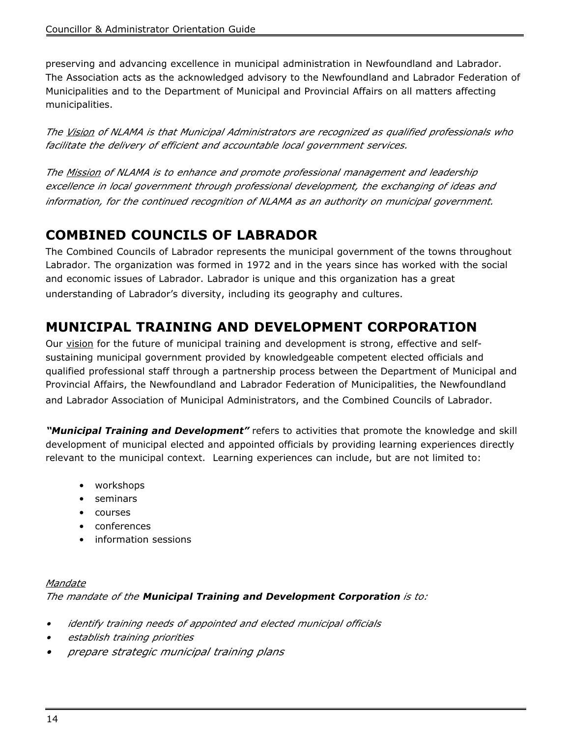preserving and advancing excellence in municipal administration in Newfoundland and Labrador. The Association acts as the acknowledged advisory to the Newfoundland and Labrador Federation of Municipalities and to the Department of Municipal and Provincial Affairs on all matters affecting municipalities.

*The Vision of NLAMA is that Municipal Administrators are recognized as qualified professionals who facilitate the delivery of efficient and accountable local government services.*

*The Mission of NLAMA is to enhance and promote professional management and leadership excellence in local government through professional development, the exchanging of ideas and information, for the continued recognition of NLAMA as an authority on municipal government.*

## COMBINED COUNCILS OF LABRADOR

The Combined Councils of Labrador represents the municipal government of the towns throughout Labrador. The organization was formed in 1972 and in the years since has worked with the social and economic issues of Labrador. Labrador is unique and this organization has a great understanding of Labrador's diversity, including its geography and cultures.

## MUNICIPAL TRAINING AND DEVELOPMENT CORPORATION

Our vision for the future of municipal training and development is strong, effective and self-sustaining municipal government provided by knowledgeable competent elected officials and qualified professional staff through a partnership process between the Department of Municipal and Provincial Affairs, the Newfoundland and Labrador Federation of Municipalities, the Newfoundland and Labrador Association of Municipal Administrators, and the Combined Councils of Labrador.

***"Municipal Training and Development"*** refers to activities that promote the knowledge and skill development of municipal elected and appointed officials by providing learning experiences directly relevant to the municipal context. Learning experiences can include, but are not limited to:

- workshops
- seminars
- courses
- conferences
- information sessions

*Mandate*

*The mandate of the **Municipal Training and Development Corporation** is to:*

- *identify training needs of appointed and elected municipal officials*
- *establish training priorities*
- *prepare strategic municipal training plans*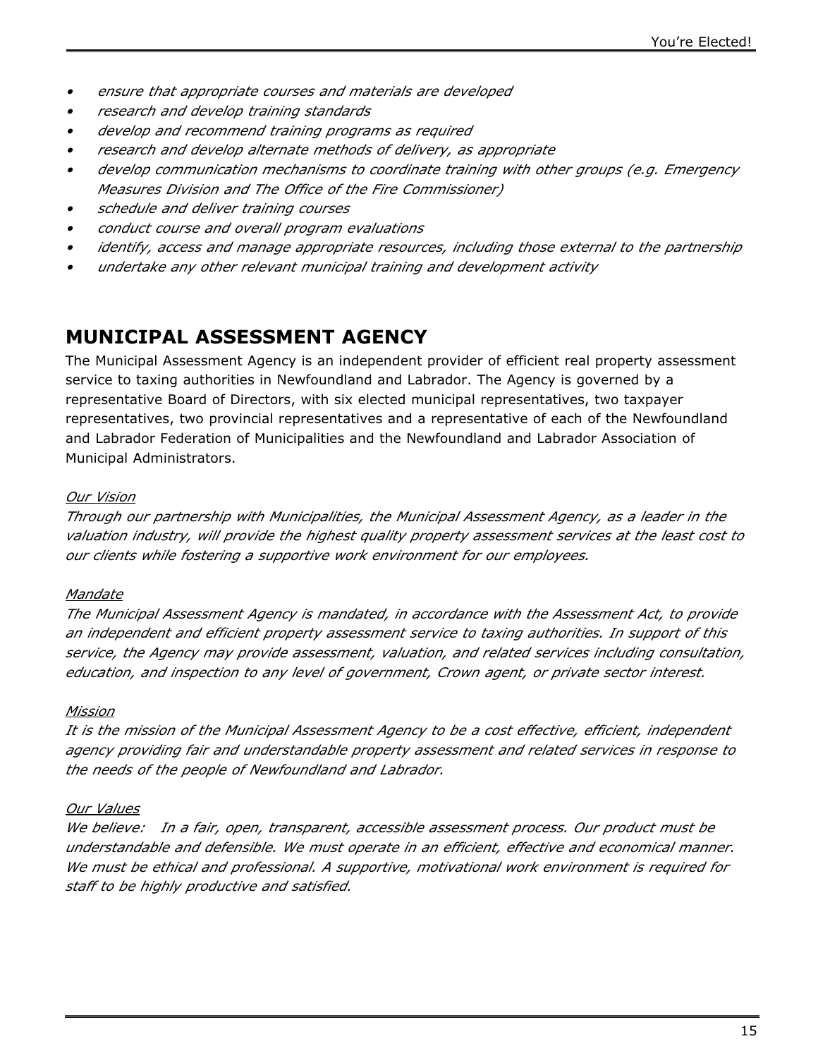- *ensure that appropriate courses and materials are developed*
- *research and develop training standards*
- *develop and recommend training programs as required*
- *research and develop alternate methods of delivery, as appropriate*
- *develop communication mechanisms to coordinate training with other groups (e.g. Emergency Measures Division and The Office of the Fire Commissioner)*
- *schedule and deliver training courses*
- *conduct course and overall program evaluations*
- *identify, access and manage appropriate resources, including those external to the partnership*
- *undertake any other relevant municipal training and development activity*

## MUNICIPAL ASSESSMENT AGENCY

The Municipal Assessment Agency is an independent provider of efficient real property assessment service to taxing authorities in Newfoundland and Labrador. The Agency is governed by a representative Board of Directors, with six elected municipal representatives, two taxpayer representatives, two provincial representatives and a representative of each of the Newfoundland and Labrador Federation of Municipalities and the Newfoundland and Labrador Association of Municipal Administrators.

*Our Vision*

*Through our partnership with Municipalities, the Municipal Assessment Agency, as a leader in the valuation industry, will provide the highest quality property assessment services at the least cost to our clients while fostering a supportive work environment for our employees.*

*Mandate*

*The Municipal Assessment Agency is mandated, in accordance with the Assessment Act, to provide an independent and efficient property assessment service to taxing authorities. In support of this service, the Agency may provide assessment, valuation, and related services including consultation, education, and inspection to any level of government, Crown agent, or private sector interest.*

*Mission*

*It is the mission of the Municipal Assessment Agency to be a cost effective, efficient, independent agency providing fair and understandable property assessment and related services in response to the needs of the people of Newfoundland and Labrador.*

*Our Values*

*We believe: In a fair, open, transparent, accessible assessment process. Our product must be understandable and defensible. We must operate in an efficient, effective and economical manner. We must be ethical and professional. A supportive, motivational work environment is required for staff to be highly productive and satisfied.*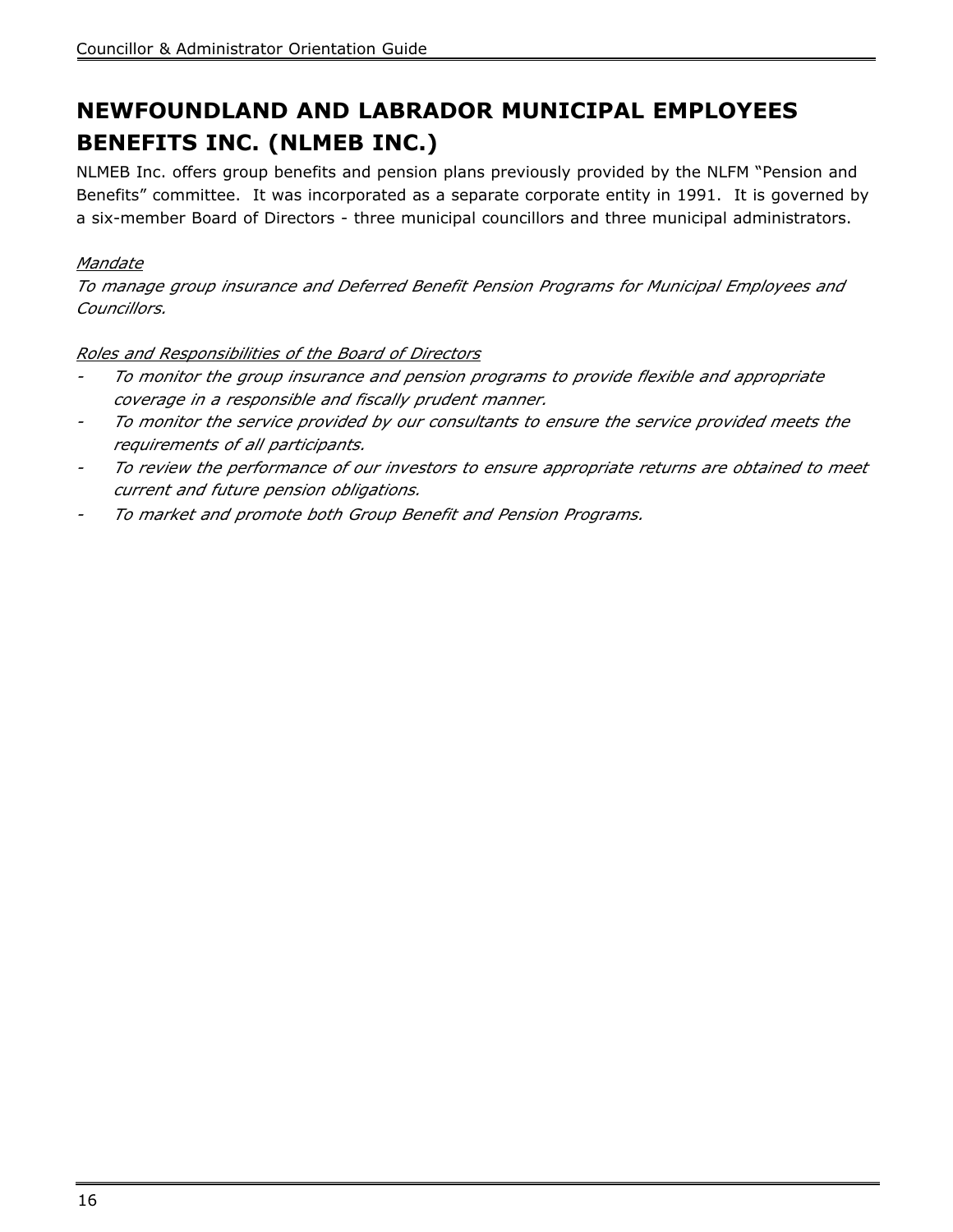# NEWFOUNDLAND AND LABRADOR MUNICIPAL EMPLOYEES BENEFITS INC. (NLMEB INC.)

NLMEB Inc. offers group benefits and pension plans previously provided by the NLFM "Pension and Benefits" committee. It was incorporated as a separate corporate entity in 1991. It is governed by a six-member Board of Directors - three municipal councillors and three municipal administrators.

*Mandate*

*To manage group insurance and Deferred Benefit Pension Programs for Municipal Employees and Councillors.*

*Roles and Responsibilities of the Board of Directors*

- *To monitor the group insurance and pension programs to provide flexible and appropriate coverage in a responsible and fiscally prudent manner.*
- *To monitor the service provided by our consultants to ensure the service provided meets the requirements of all participants.*
- *To review the performance of our investors to ensure appropriate returns are obtained to meet current and future pension obligations.*
- *To market and promote both Group Benefit and Pension Programs.*